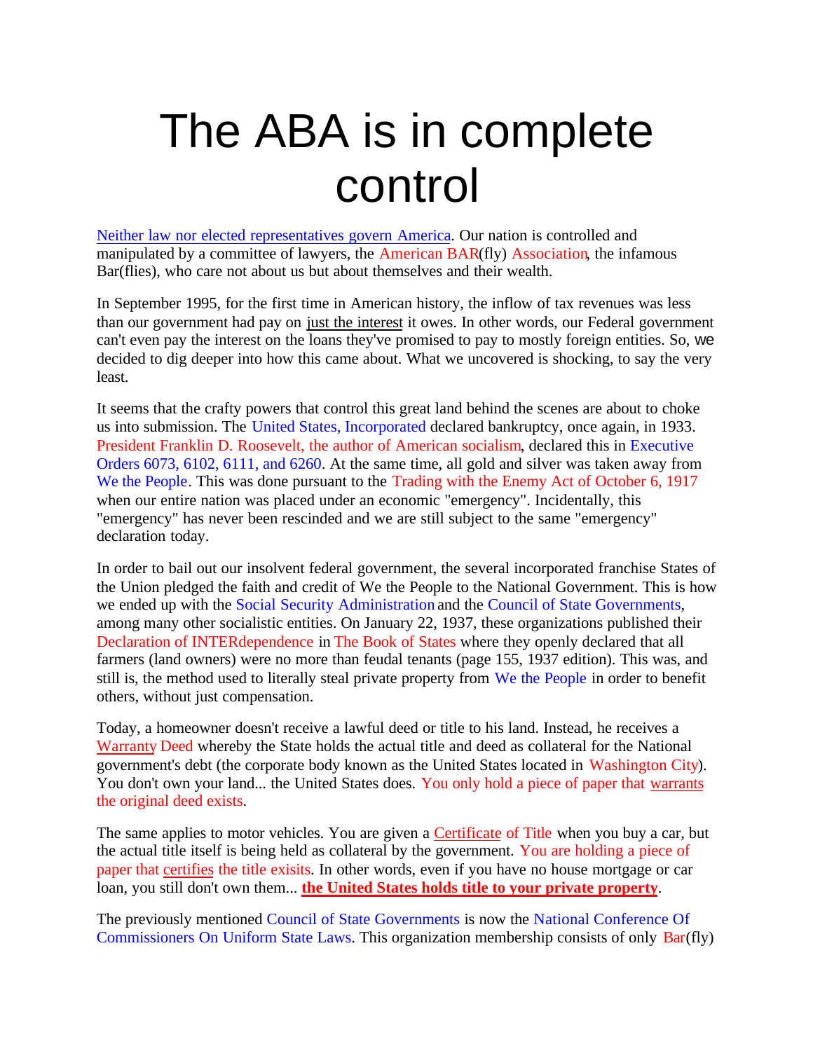# The ABA is in complete control

Neither law nor elected representatives govern America. Our nation is controlled and manipulated by a committee of lawyers, the American BAR(fly) Association, the infamous Bar(flies), who care not about us but about themselves and their wealth.

In September 1995, for the first time in American history, the inflow of tax revenues was less than our government had pay on just the interest it owes. In other words, our Federal government can't even pay the interest on the loans they've promised to pay to mostly foreign entities. So, we decided to dig deeper into how this came about. What we uncovered is shocking, to say the very least.

It seems that the crafty powers that control this great land behind the scenes are about to choke us into submission. The United States, Incorporated declared bankruptcy, once again, in 1933. President Franklin D. Roosevelt, the author of American socialism, declared this in Executive Orders 6073, 6102, 6111, and 6260. At the same time, all gold and silver was taken away from We the People. This was done pursuant to the Trading with the Enemy Act of October 6, 1917 when our entire nation was placed under an economic "emergency". Incidentally, this "emergency" has never been rescinded and we are still subject to the same "emergency" declaration today.

In order to bail out our insolvent federal government, the several incorporated franchise States of the Union pledged the faith and credit of We the People to the National Government. This is how we ended up with the Social Security Administration and the Council of State Governments, among many other socialistic entities. On January 22, 1937, these organizations published their Declaration of INTERdependence in The Book of States where they openly declared that all farmers (land owners) were no more than feudal tenants (page 155, 1937 edition). This was, and still is, the method used to literally steal private property from We the People in order to benefit others, without just compensation.

Today, a homeowner doesn't receive a lawful deed or title to his land. Instead, he receives a Warranty Deed whereby the State holds the actual title and deed as collateral for the National government's debt (the corporate body known as the United States located in Washington City). You don't own your land... the United States does. You only hold a piece of paper that warrants the original deed exists.

The same applies to motor vehicles. You are given a Certificate of Title when you buy a car, but the actual title itself is being held as collateral by the government. You are holding a piece of paper that certifies the title exisits. In other words, even if you have no house mortgage or car loan, you still don't own them... **the United States holds title to your private property**.

The previously mentioned Council of State Governments is now the National Conference Of Commissioners On Uniform State Laws. This organization membership consists of only Bar(fly)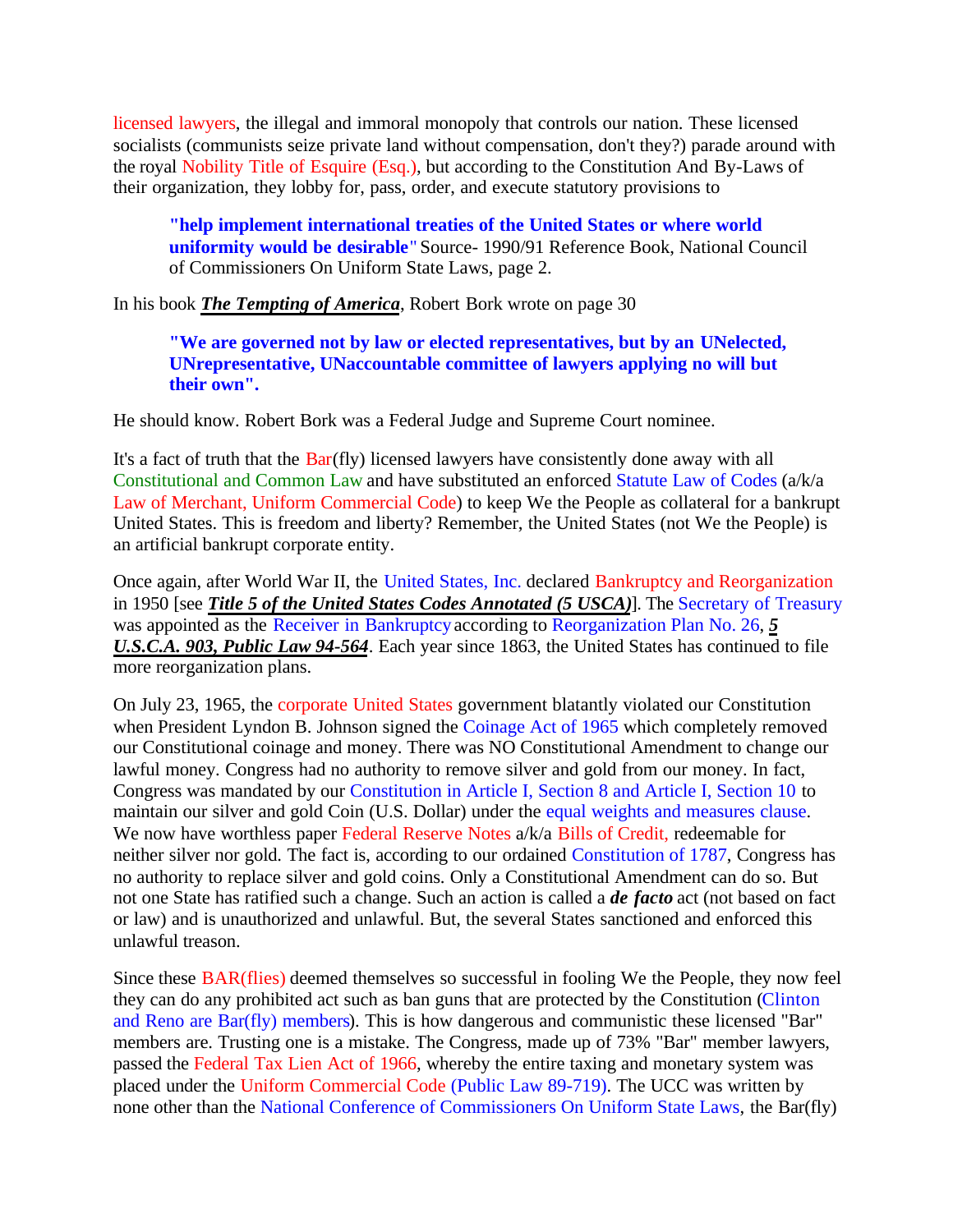licensed lawyers, the illegal and immoral monopoly that controls our nation. These licensed socialists (communists seize private land without compensation, don't they?) parade around with the royal Nobility Title of Esquire (Esq.), but according to the Constitution And By-Laws of their organization, they lobby for, pass, order, and execute statutory provisions to

> **"help implement international treaties of the United States or where world uniformity would be desirable"** Source- 1990/91 Reference Book, National Council of Commissioners On Uniform State Laws, page 2.

In his book ***The Tempting of America***, Robert Bork wrote on page 30

> **"We are governed not by law or elected representatives, but by an UNelected, UNrepresentative, UNaccountable committee of lawyers applying no will but their own".**

He should know. Robert Bork was a Federal Judge and Supreme Court nominee.

It's a fact of truth that the Bar(fly) licensed lawyers have consistently done away with all Constitutional and Common Law and have substituted an enforced Statute Law of Codes (a/k/a Law of Merchant, Uniform Commercial Code) to keep We the People as collateral for a bankrupt United States. This is freedom and liberty? Remember, the United States (not We the People) is an artificial bankrupt corporate entity.

Once again, after World War II, the United States, Inc. declared Bankruptcy and Reorganization in 1950 [see ***Title 5 of the United States Codes Annotated (5 USCA)***]. The Secretary of Treasury was appointed as the Receiver in Bankruptcy according to Reorganization Plan No. 26, ***5 U.S.C.A. 903, Public Law 94-564***. Each year since 1863, the United States has continued to file more reorganization plans.

On July 23, 1965, the corporate United States government blatantly violated our Constitution when President Lyndon B. Johnson signed the Coinage Act of 1965 which completely removed our Constitutional coinage and money. There was NO Constitutional Amendment to change our lawful money. Congress had no authority to remove silver and gold from our money. In fact, Congress was mandated by our Constitution in Article I, Section 8 and Article I, Section 10 to maintain our silver and gold Coin (U.S. Dollar) under the equal weights and measures clause. We now have worthless paper Federal Reserve Notes a/k/a Bills of Credit, redeemable for neither silver nor gold. The fact is, according to our ordained Constitution of 1787, Congress has no authority to replace silver and gold coins. Only a Constitutional Amendment can do so. But not one State has ratified such a change. Such an action is called a ***de facto*** act (not based on fact or law) and is unauthorized and unlawful. But, the several States sanctioned and enforced this unlawful treason.

Since these BAR(flies) deemed themselves so successful in fooling We the People, they now feel they can do any prohibited act such as ban guns that are protected by the Constitution (Clinton and Reno are Bar(fly) members). This is how dangerous and communistic these licensed "Bar" members are. Trusting one is a mistake. The Congress, made up of 73% "Bar" member lawyers, passed the Federal Tax Lien Act of 1966, whereby the entire taxing and monetary system was placed under the Uniform Commercial Code (Public Law 89-719). The UCC was written by none other than the National Conference of Commissioners On Uniform State Laws, the Bar(fly)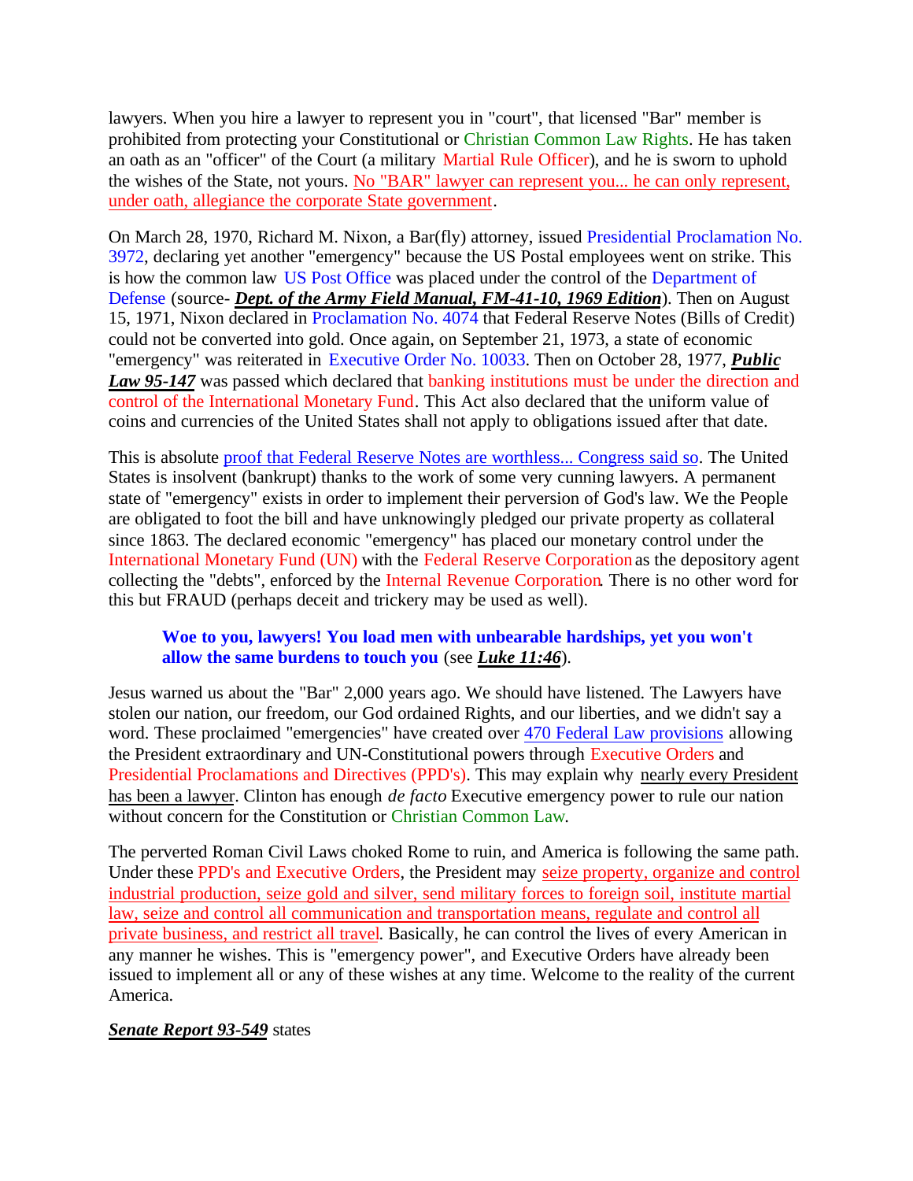lawyers. When you hire a lawyer to represent you in "court", that licensed "Bar" member is prohibited from protecting your Constitutional or Christian Common Law Rights. He has taken an oath as an "officer" of the Court (a military Martial Rule Officer), and he is sworn to uphold the wishes of the State, not yours. No "BAR" lawyer can represent you... he can only represent, under oath, allegiance the corporate State government.

On March 28, 1970, Richard M. Nixon, a Bar(fly) attorney, issued Presidential Proclamation No. 3972, declaring yet another "emergency" because the US Postal employees went on strike. This is how the common law US Post Office was placed under the control of the Department of Defense (source- ***Dept. of the Army Field Manual, FM-41-10, 1969 Edition***). Then on August 15, 1971, Nixon declared in Proclamation No. 4074 that Federal Reserve Notes (Bills of Credit) could not be converted into gold. Once again, on September 21, 1973, a state of economic "emergency" was reiterated in Executive Order No. 10033. Then on October 28, 1977, ***Public Law 95-147*** was passed which declared that banking institutions must be under the direction and control of the International Monetary Fund. This Act also declared that the uniform value of coins and currencies of the United States shall not apply to obligations issued after that date.

This is absolute proof that Federal Reserve Notes are worthless... Congress said so. The United States is insolvent (bankrupt) thanks to the work of some very cunning lawyers. A permanent state of "emergency" exists in order to implement their perversion of God's law. We the People are obligated to foot the bill and have unknowingly pledged our private property as collateral since 1863. The declared economic "emergency" has placed our monetary control under the International Monetary Fund (UN) with the Federal Reserve Corporation as the depository agent collecting the "debts", enforced by the Internal Revenue Corporation. There is no other word for this but FRAUD (perhaps deceit and trickery may be used as well).

> **Woe to you, lawyers! You load men with unbearable hardships, yet you won't allow the same burdens to touch you** (see ***Luke 11:46***).

Jesus warned us about the "Bar" 2,000 years ago. We should have listened. The Lawyers have stolen our nation, our freedom, our God ordained Rights, and our liberties, and we didn't say a word. These proclaimed "emergencies" have created over 470 Federal Law provisions allowing the President extraordinary and UN-Constitutional powers through Executive Orders and Presidential Proclamations and Directives (PPD's). This may explain why nearly every President has been a lawyer. Clinton has enough *de facto* Executive emergency power to rule our nation without concern for the Constitution or Christian Common Law.

The perverted Roman Civil Laws choked Rome to ruin, and America is following the same path. Under these PPD's and Executive Orders, the President may seize property, organize and control industrial production, seize gold and silver, send military forces to foreign soil, institute martial law, seize and control all communication and transportation means, regulate and control all private business, and restrict all travel. Basically, he can control the lives of every American in any manner he wishes. This is "emergency power", and Executive Orders have already been issued to implement all or any of these wishes at any time. Welcome to the reality of the current America.

***Senate Report 93-549*** states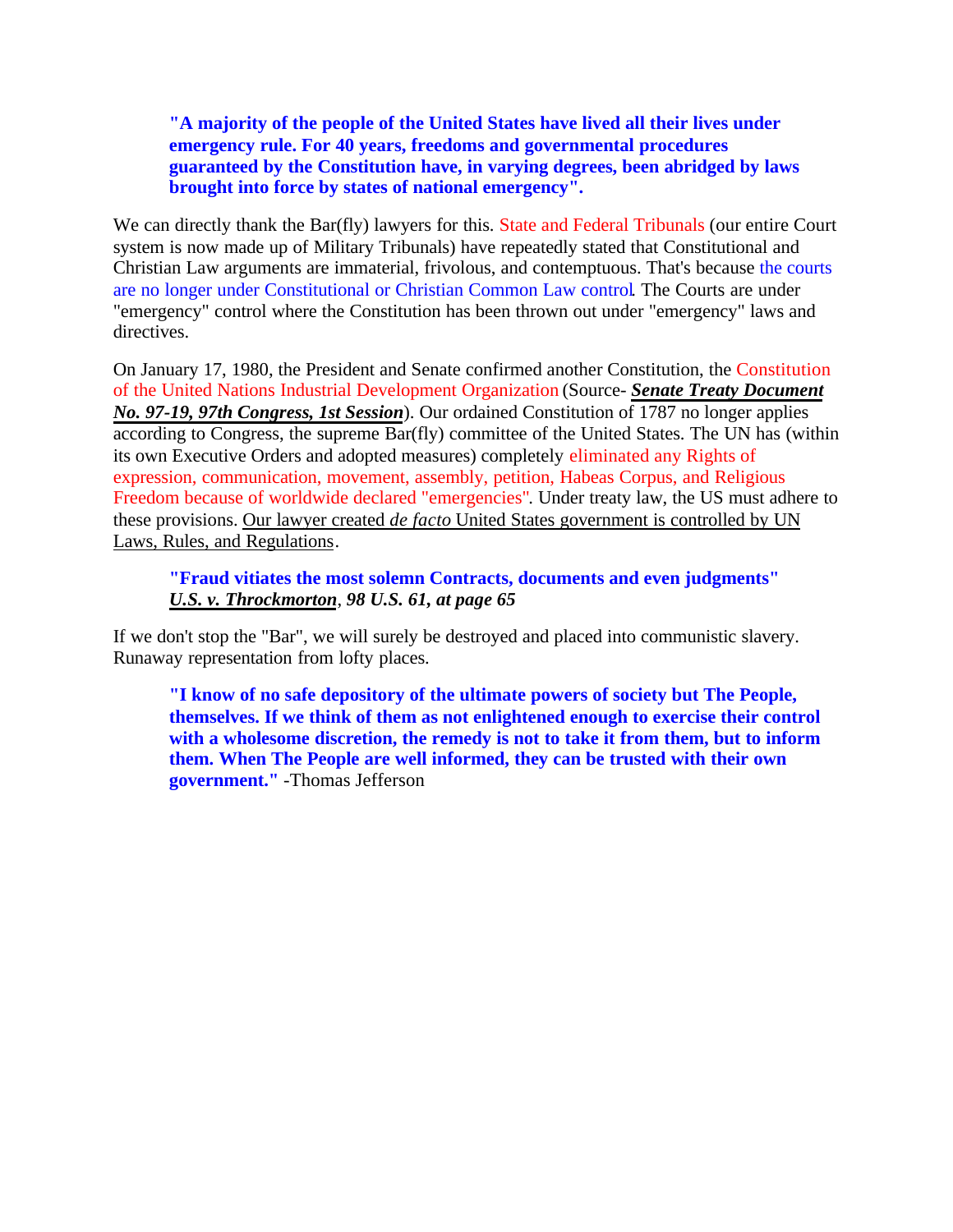> **"A majority of the people of the United States have lived all their lives under emergency rule. For 40 years, freedoms and governmental procedures guaranteed by the Constitution have, in varying degrees, been abridged by laws brought into force by states of national emergency".**

We can directly thank the Bar(fly) lawyers for this. State and Federal Tribunals (our entire Court system is now made up of Military Tribunals) have repeatedly stated that Constitutional and Christian Law arguments are immaterial, frivolous, and contemptuous. That's because the courts are no longer under Constitutional or Christian Common Law control. The Courts are under "emergency" control where the Constitution has been thrown out under "emergency" laws and directives.

On January 17, 1980, the President and Senate confirmed another Constitution, the Constitution of the United Nations Industrial Development Organization (Source- ***Senate Treaty Document No. 97-19, 97th Congress, 1st Session***). Our ordained Constitution of 1787 no longer applies according to Congress, the supreme Bar(fly) committee of the United States. The UN has (within its own Executive Orders and adopted measures) completely eliminated any Rights of expression, communication, movement, assembly, petition, Habeas Corpus, and Religious Freedom because of worldwide declared "emergencies". Under treaty law, the US must adhere to these provisions. Our lawyer created *de facto* United States government is controlled by UN Laws, Rules, and Regulations.

> **"Fraud vitiates the most solemn Contracts, documents and even judgments"**
> ***U.S. v. Throckmorton*, *98 U.S. 61, at page 65***

If we don't stop the "Bar", we will surely be destroyed and placed into communistic slavery. Runaway representation from lofty places.

> **"I know of no safe depository of the ultimate powers of society but The People, themselves. If we think of them as not enlightened enough to exercise their control with a wholesome discretion, the remedy is not to take it from them, but to inform them. When The People are well informed, they can be trusted with their own government."** -Thomas Jefferson